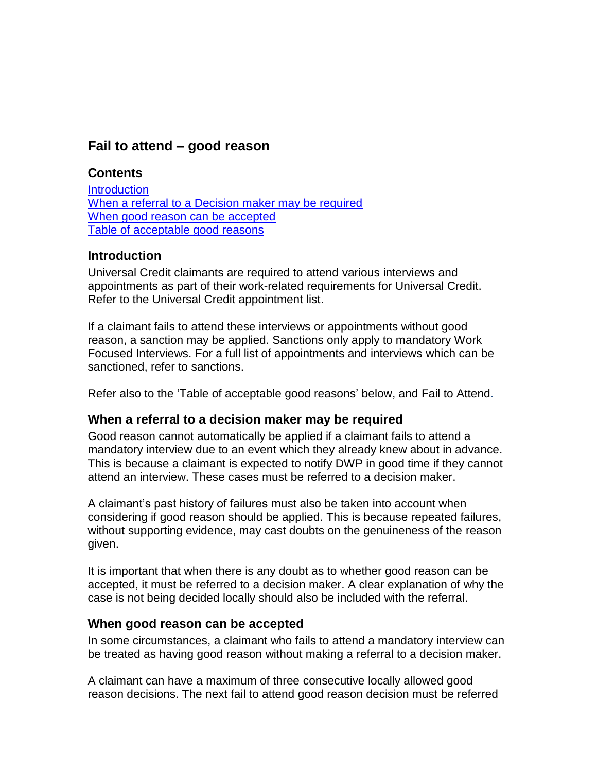# Fail to attend – good reason

## Contents

[Introduction](#introduction)
[When a referral to a Decision maker may be required](#when-a-referral-to-a-decision-maker-may-be-required)
[When good reason can be accepted](#when-good-reason-can-be-accepted)
[Table of acceptable good reasons](#table-of-acceptable-good-reasons)

## Introduction

Universal Credit claimants are required to attend various interviews and appointments as part of their work-related requirements for Universal Credit. Refer to the Universal Credit appointment list.

If a claimant fails to attend these interviews or appointments without good reason, a sanction may be applied. Sanctions only apply to mandatory Work Focused Interviews. For a full list of appointments and interviews which can be sanctioned, refer to sanctions.

Refer also to the 'Table of acceptable good reasons' below, and Fail to Attend.

## When a referral to a decision maker may be required

Good reason cannot automatically be applied if a claimant fails to attend a mandatory interview due to an event which they already knew about in advance. This is because a claimant is expected to notify DWP in good time if they cannot attend an interview. These cases must be referred to a decision maker.

A claimant's past history of failures must also be taken into account when considering if good reason should be applied. This is because repeated failures, without supporting evidence, may cast doubts on the genuineness of the reason given.

It is important that when there is any doubt as to whether good reason can be accepted, it must be referred to a decision maker. A clear explanation of why the case is not being decided locally should also be included with the referral.

## When good reason can be accepted

In some circumstances, a claimant who fails to attend a mandatory interview can be treated as having good reason without making a referral to a decision maker.

A claimant can have a maximum of three consecutive locally allowed good reason decisions. The next fail to attend good reason decision must be referred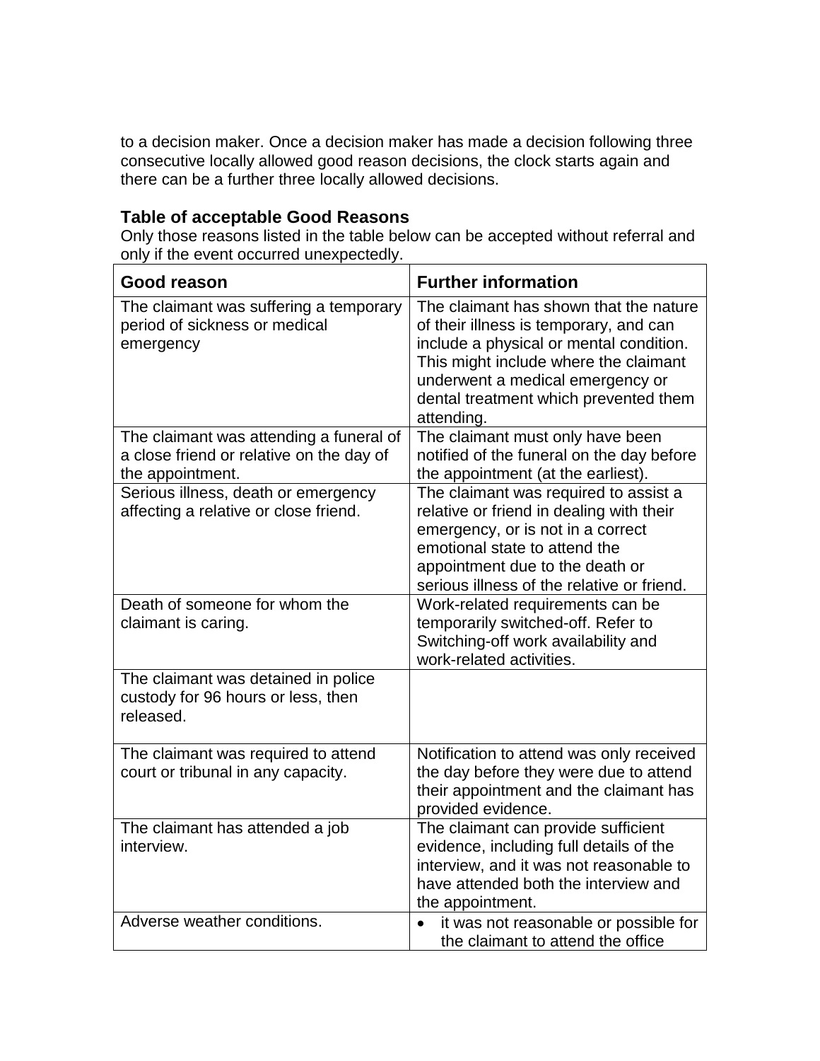to a decision maker. Once a decision maker has made a decision following three consecutive locally allowed good reason decisions, the clock starts again and there can be a further three locally allowed decisions.

### Table of acceptable Good Reasons

Only those reasons listed in the table below can be accepted without referral and only if the event occurred unexpectedly.

| Good reason | Further information |
|---|---|
| The claimant was suffering a temporary period of sickness or medical emergency | The claimant has shown that the nature of their illness is temporary, and can include a physical or mental condition. This might include where the claimant underwent a medical emergency or dental treatment which prevented them attending. |
| The claimant was attending a funeral of a close friend or relative on the day of the appointment. | The claimant must only have been notified of the funeral on the day before the appointment (at the earliest). |
| Serious illness, death or emergency affecting a relative or close friend. | The claimant was required to assist a relative or friend in dealing with their emergency, or is not in a correct emotional state to attend the appointment due to the death or serious illness of the relative or friend. |
| Death of someone for whom the claimant is caring. | Work-related requirements can be temporarily switched-off. Refer to Switching-off work availability and work-related activities. |
| The claimant was detained in police custody for 96 hours or less, then released. | |
| The claimant was required to attend court or tribunal in any capacity. | Notification to attend was only received the day before they were due to attend their appointment and the claimant has provided evidence. |
| The claimant has attended a job interview. | The claimant can provide sufficient evidence, including full details of the interview, and it was not reasonable to have attended both the interview and the appointment. |
| Adverse weather conditions. | • it was not reasonable or possible for the claimant to attend the office |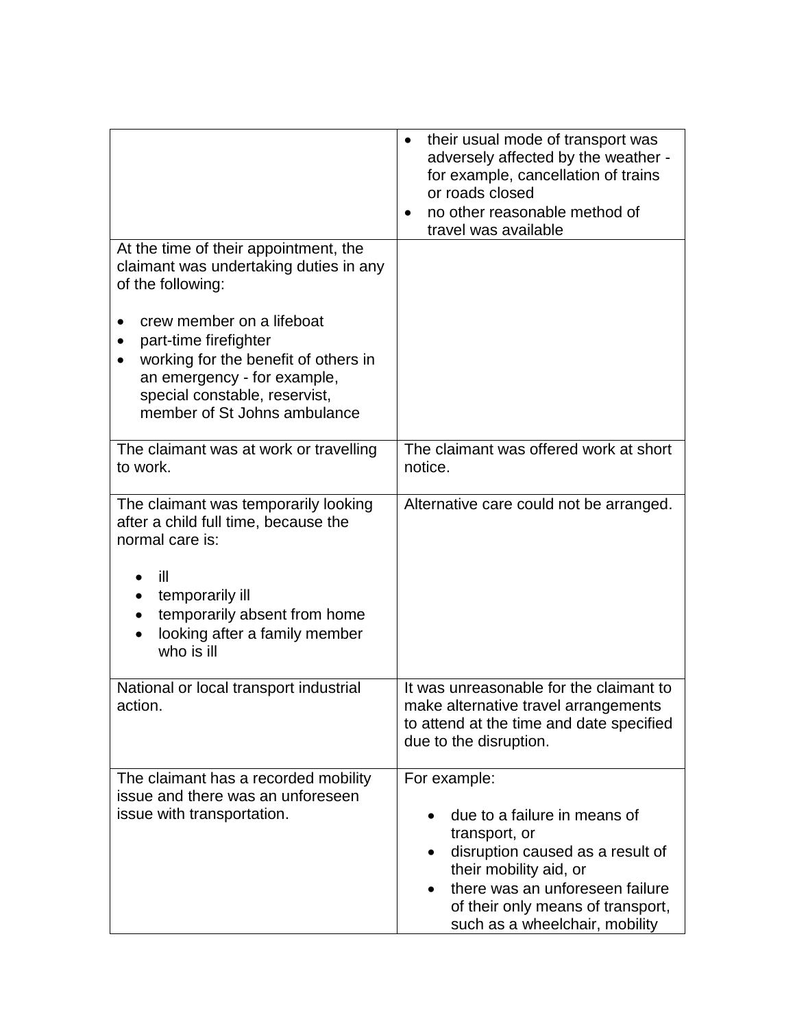| | |
|---|---|
| | • their usual mode of transport was adversely affected by the weather - for example, cancellation of trains or roads closed<br>• no other reasonable method of travel was available |
| At the time of their appointment, the claimant was undertaking duties in any of the following:<br><br>• crew member on a lifeboat<br>• part-time firefighter<br>• working for the benefit of others in an emergency - for example, special constable, reservist, member of St Johns ambulance | |
| The claimant was at work or travelling to work. | The claimant was offered work at short notice. |
| The claimant was temporarily looking after a child full time, because the normal care is:<br><br>• ill<br>• temporarily ill<br>• temporarily absent from home<br>• looking after a family member who is ill | Alternative care could not be arranged. |
| National or local transport industrial action. | It was unreasonable for the claimant to make alternative travel arrangements to attend at the time and date specified due to the disruption. |
| The claimant has a recorded mobility issue and there was an unforeseen issue with transportation. | For example:<br><br>• due to a failure in means of transport, or<br>• disruption caused as a result of their mobility aid, or<br>• there was an unforeseen failure of their only means of transport, such as a wheelchair, mobility |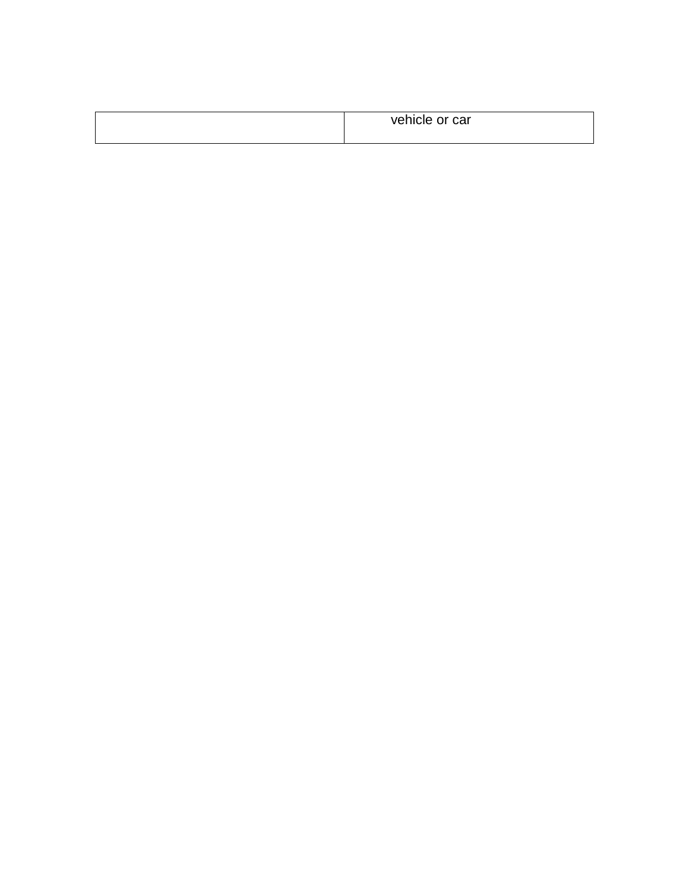| | |
|---|---|
| | vehicle or car |